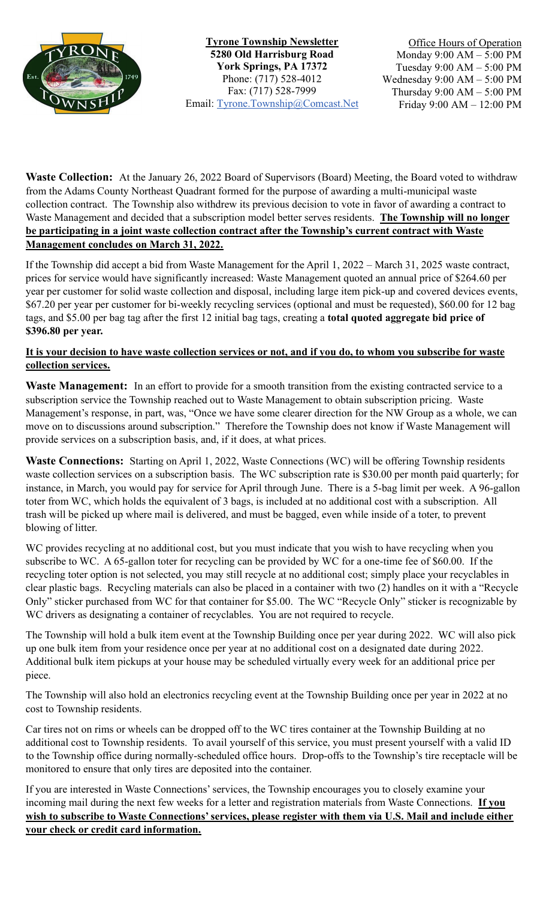**Tyrone Township Newsletter**
**5280 Old Harrisburg Road**
**York Springs, PA 17372**
Phone: (717) 528-4012
Fax: (717) 528-7999
Email: Tyrone.Township@Comcast.Net

Office Hours of Operation
Monday 9:00 AM – 5:00 PM
Tuesday 9:00 AM – 5:00 PM
Wednesday 9:00 AM – 5:00 PM
Thursday 9:00 AM – 5:00 PM
Friday 9:00 AM – 12:00 PM

**Waste Collection:** At the January 26, 2022 Board of Supervisors (Board) Meeting, the Board voted to withdraw from the Adams County Northeast Quadrant formed for the purpose of awarding a multi-municipal waste collection contract. The Township also withdrew its previous decision to vote in favor of awarding a contract to Waste Management and decided that a subscription model better serves residents. **The Township will no longer be participating in a joint waste collection contract after the Township's current contract with Waste Management concludes on March 31, 2022.**

If the Township did accept a bid from Waste Management for the April 1, 2022 – March 31, 2025 waste contract, prices for service would have significantly increased: Waste Management quoted an annual price of $264.60 per year per customer for solid waste collection and disposal, including large item pick-up and covered devices events, $67.20 per year per customer for bi-weekly recycling services (optional and must be requested), $60.00 for 12 bag tags, and $5.00 per bag tag after the first 12 initial bag tags, creating a **total quoted aggregate bid price of $396.80 per year.**

**It is your decision to have waste collection services or not, and if you do, to whom you subscribe for waste collection services.**

**Waste Management:** In an effort to provide for a smooth transition from the existing contracted service to a subscription service the Township reached out to Waste Management to obtain subscription pricing. Waste Management's response, in part, was, "Once we have some clearer direction for the NW Group as a whole, we can move on to discussions around subscription." Therefore the Township does not know if Waste Management will provide services on a subscription basis, and, if it does, at what prices.

**Waste Connections:** Starting on April 1, 2022, Waste Connections (WC) will be offering Township residents waste collection services on a subscription basis. The WC subscription rate is $30.00 per month paid quarterly; for instance, in March, you would pay for service for April through June. There is a 5-bag limit per week. A 96-gallon toter from WC, which holds the equivalent of 3 bags, is included at no additional cost with a subscription. All trash will be picked up where mail is delivered, and must be bagged, even while inside of a toter, to prevent blowing of litter.

WC provides recycling at no additional cost, but you must indicate that you wish to have recycling when you subscribe to WC. A 65-gallon toter for recycling can be provided by WC for a one-time fee of $60.00. If the recycling toter option is not selected, you may still recycle at no additional cost; simply place your recyclables in clear plastic bags. Recycling materials can also be placed in a container with two (2) handles on it with a "Recycle Only" sticker purchased from WC for that container for $5.00. The WC "Recycle Only" sticker is recognizable by WC drivers as designating a container of recyclables. You are not required to recycle.

The Township will hold a bulk item event at the Township Building once per year during 2022. WC will also pick up one bulk item from your residence once per year at no additional cost on a designated date during 2022. Additional bulk item pickups at your house may be scheduled virtually every week for an additional price per piece.

The Township will also hold an electronics recycling event at the Township Building once per year in 2022 at no cost to Township residents.

Car tires not on rims or wheels can be dropped off to the WC tires container at the Township Building at no additional cost to Township residents. To avail yourself of this service, you must present yourself with a valid ID to the Township office during normally-scheduled office hours. Drop-offs to the Township's tire receptacle will be monitored to ensure that only tires are deposited into the container.

If you are interested in Waste Connections' services, the Township encourages you to closely examine your incoming mail during the next few weeks for a letter and registration materials from Waste Connections. **If you wish to subscribe to Waste Connections' services, please register with them via U.S. Mail and include either your check or credit card information.**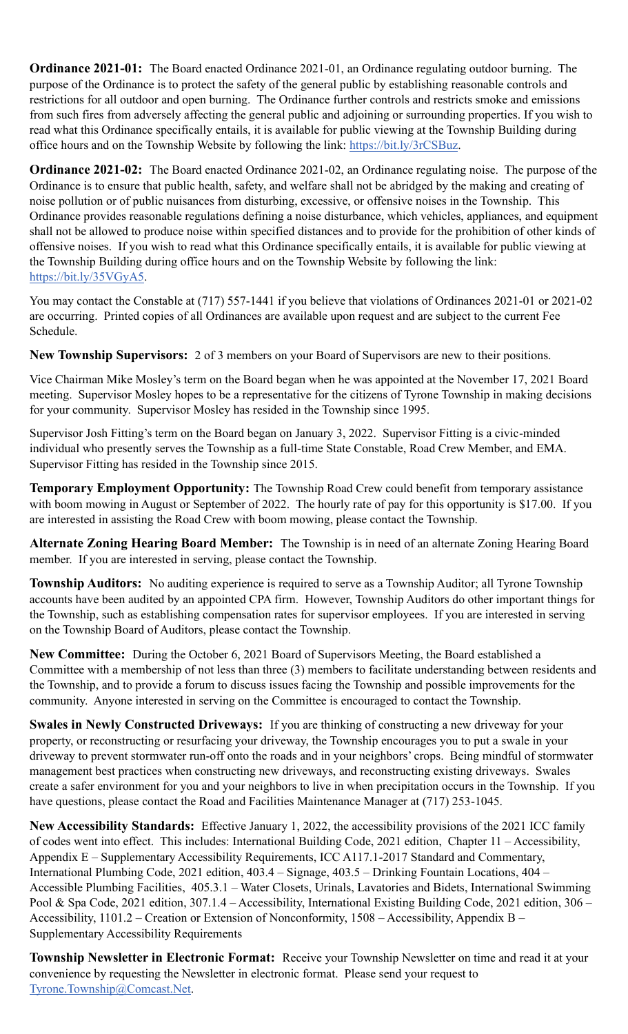**Ordinance 2021-01:** The Board enacted Ordinance 2021-01, an Ordinance regulating outdoor burning. The purpose of the Ordinance is to protect the safety of the general public by establishing reasonable controls and restrictions for all outdoor and open burning. The Ordinance further controls and restricts smoke and emissions from such fires from adversely affecting the general public and adjoining or surrounding properties. If you wish to read what this Ordinance specifically entails, it is available for public viewing at the Township Building during office hours and on the Township Website by following the link: https://bit.ly/3rCSBuz.

**Ordinance 2021-02:** The Board enacted Ordinance 2021-02, an Ordinance regulating noise. The purpose of the Ordinance is to ensure that public health, safety, and welfare shall not be abridged by the making and creating of noise pollution or of public nuisances from disturbing, excessive, or offensive noises in the Township. This Ordinance provides reasonable regulations defining a noise disturbance, which vehicles, appliances, and equipment shall not be allowed to produce noise within specified distances and to provide for the prohibition of other kinds of offensive noises. If you wish to read what this Ordinance specifically entails, it is available for public viewing at the Township Building during office hours and on the Township Website by following the link: https://bit.ly/35VGyA5.

You may contact the Constable at (717) 557-1441 if you believe that violations of Ordinances 2021-01 or 2021-02 are occurring. Printed copies of all Ordinances are available upon request and are subject to the current Fee Schedule.

**New Township Supervisors:** 2 of 3 members on your Board of Supervisors are new to their positions.

Vice Chairman Mike Mosley's term on the Board began when he was appointed at the November 17, 2021 Board meeting. Supervisor Mosley hopes to be a representative for the citizens of Tyrone Township in making decisions for your community. Supervisor Mosley has resided in the Township since 1995.

Supervisor Josh Fitting's term on the Board began on January 3, 2022. Supervisor Fitting is a civic-minded individual who presently serves the Township as a full-time State Constable, Road Crew Member, and EMA. Supervisor Fitting has resided in the Township since 2015.

**Temporary Employment Opportunity:** The Township Road Crew could benefit from temporary assistance with boom mowing in August or September of 2022. The hourly rate of pay for this opportunity is $17.00. If you are interested in assisting the Road Crew with boom mowing, please contact the Township.

**Alternate Zoning Hearing Board Member:** The Township is in need of an alternate Zoning Hearing Board member. If you are interested in serving, please contact the Township.

**Township Auditors:** No auditing experience is required to serve as a Township Auditor; all Tyrone Township accounts have been audited by an appointed CPA firm. However, Township Auditors do other important things for the Township, such as establishing compensation rates for supervisor employees. If you are interested in serving on the Township Board of Auditors, please contact the Township.

**New Committee:** During the October 6, 2021 Board of Supervisors Meeting, the Board established a Committee with a membership of not less than three (3) members to facilitate understanding between residents and the Township, and to provide a forum to discuss issues facing the Township and possible improvements for the community. Anyone interested in serving on the Committee is encouraged to contact the Township.

**Swales in Newly Constructed Driveways:** If you are thinking of constructing a new driveway for your property, or reconstructing or resurfacing your driveway, the Township encourages you to put a swale in your driveway to prevent stormwater run-off onto the roads and in your neighbors' crops. Being mindful of stormwater management best practices when constructing new driveways, and reconstructing existing driveways. Swales create a safer environment for you and your neighbors to live in when precipitation occurs in the Township. If you have questions, please contact the Road and Facilities Maintenance Manager at (717) 253-1045.

**New Accessibility Standards:** Effective January 1, 2022, the accessibility provisions of the 2021 ICC family of codes went into effect. This includes: International Building Code, 2021 edition, Chapter 11 – Accessibility, Appendix E – Supplementary Accessibility Requirements, ICC A117.1-2017 Standard and Commentary, International Plumbing Code, 2021 edition, 403.4 – Signage, 403.5 – Drinking Fountain Locations, 404 – Accessible Plumbing Facilities, 405.3.1 – Water Closets, Urinals, Lavatories and Bidets, International Swimming Pool & Spa Code, 2021 edition, 307.1.4 – Accessibility, International Existing Building Code, 2021 edition, 306 – Accessibility, 1101.2 – Creation or Extension of Nonconformity, 1508 – Accessibility, Appendix B – Supplementary Accessibility Requirements

**Township Newsletter in Electronic Format:** Receive your Township Newsletter on time and read it at your convenience by requesting the Newsletter in electronic format. Please send your request to Tyrone.Township@Comcast.Net.